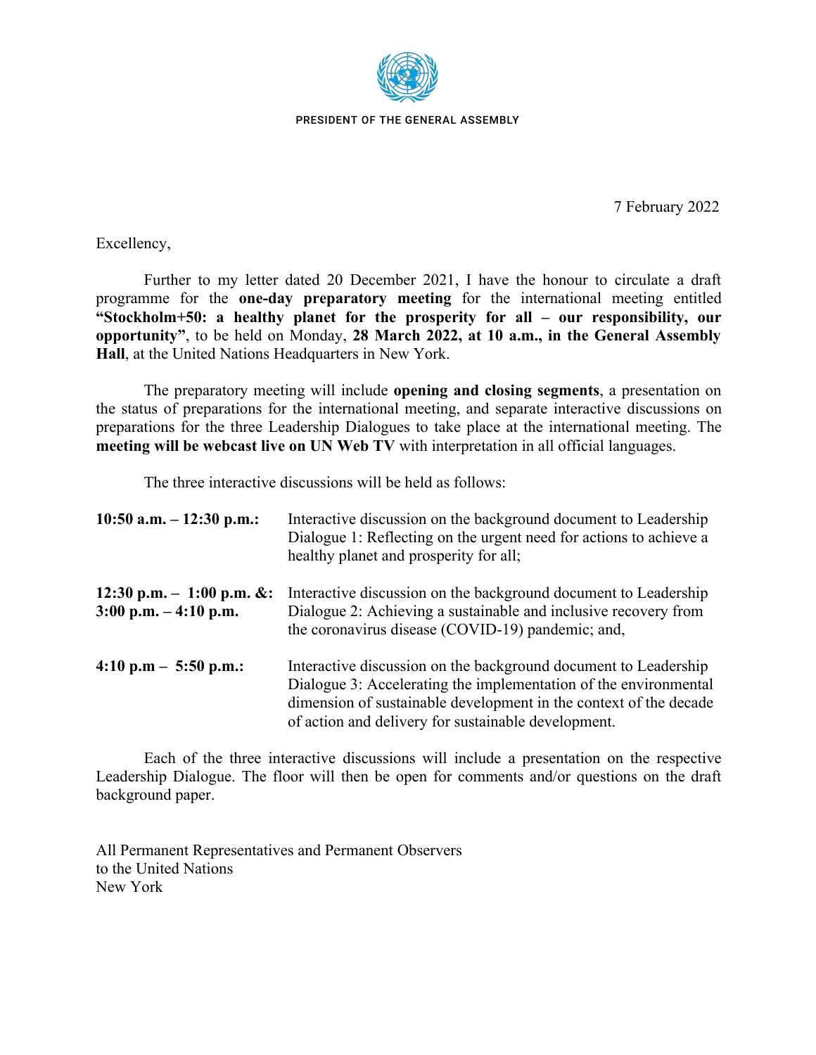PRESIDENT OF THE GENERAL ASSEMBLY

7 February 2022

Excellency,

Further to my letter dated 20 December 2021, I have the honour to circulate a draft programme for the **one-day preparatory meeting** for the international meeting entitled **"Stockholm+50: a healthy planet for the prosperity for all – our responsibility, our opportunity"**, to be held on Monday, **28 March 2022, at 10 a.m., in the General Assembly Hall**, at the United Nations Headquarters in New York.

The preparatory meeting will include **opening and closing segments**, a presentation on the status of preparations for the international meeting, and separate interactive discussions on preparations for the three Leadership Dialogues to take place at the international meeting. The **meeting will be webcast live on UN Web TV** with interpretation in all official languages.

The three interactive discussions will be held as follows:

| | |
|---|---|
| **10:50 a.m. – 12:30 p.m.:** | Interactive discussion on the background document to Leadership Dialogue 1: Reflecting on the urgent need for actions to achieve a healthy planet and prosperity for all; |
| **12:30 p.m. – 1:00 p.m. &: 3:00 p.m. – 4:10 p.m.** | Interactive discussion on the background document to Leadership Dialogue 2: Achieving a sustainable and inclusive recovery from the coronavirus disease (COVID-19) pandemic; and, |
| **4:10 p.m – 5:50 p.m.:** | Interactive discussion on the background document to Leadership Dialogue 3: Accelerating the implementation of the environmental dimension of sustainable development in the context of the decade of action and delivery for sustainable development. |

Each of the three interactive discussions will include a presentation on the respective Leadership Dialogue. The floor will then be open for comments and/or questions on the draft background paper.

All Permanent Representatives and Permanent Observers
to the United Nations
New York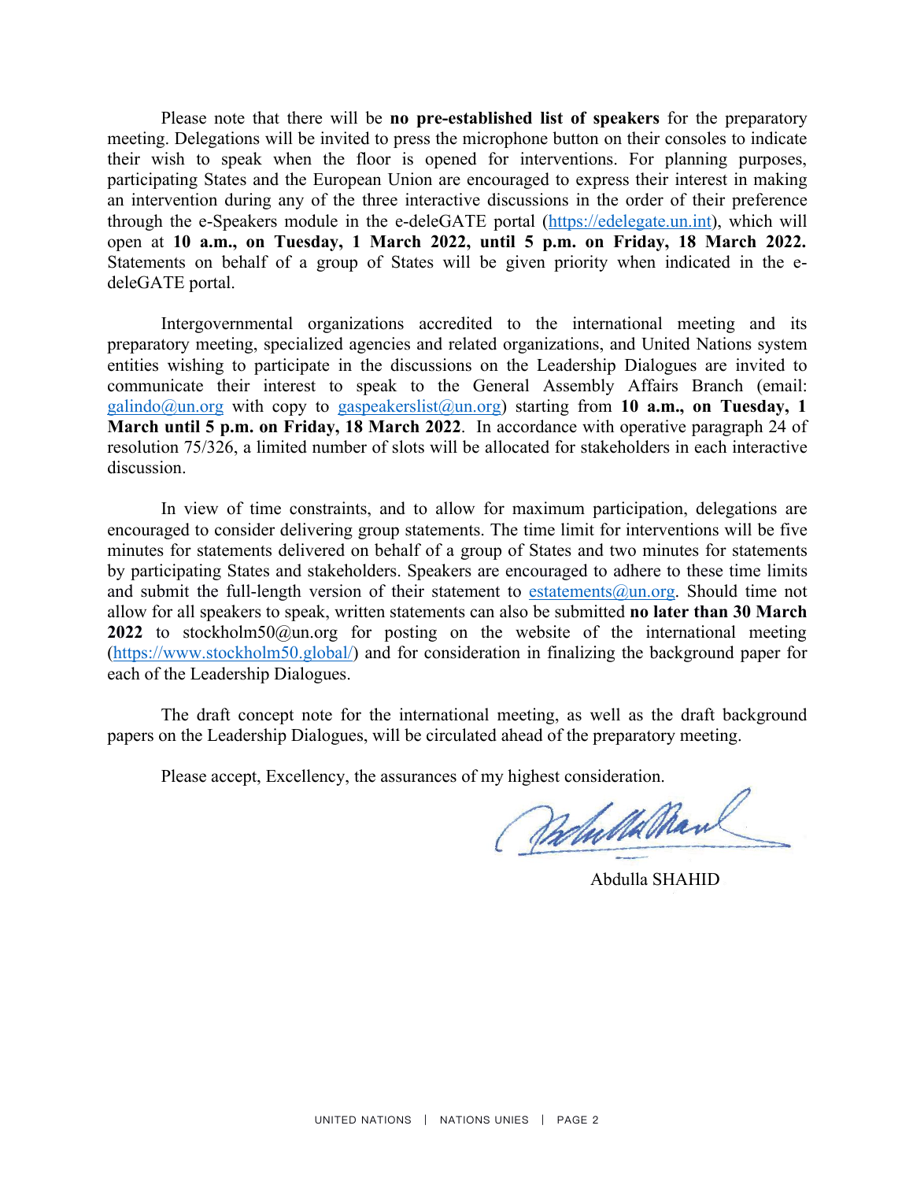Please note that there will be **no pre-established list of speakers** for the preparatory meeting. Delegations will be invited to press the microphone button on their consoles to indicate their wish to speak when the floor is opened for interventions. For planning purposes, participating States and the European Union are encouraged to express their interest in making an intervention during any of the three interactive discussions in the order of their preference through the e-Speakers module in the e-deleGATE portal (https://edelegate.un.int), which will open at **10 a.m., on Tuesday, 1 March 2022, until 5 p.m. on Friday, 18 March 2022.** Statements on behalf of a group of States will be given priority when indicated in the e-deleGATE portal.

Intergovernmental organizations accredited to the international meeting and its preparatory meeting, specialized agencies and related organizations, and United Nations system entities wishing to participate in the discussions on the Leadership Dialogues are invited to communicate their interest to speak to the General Assembly Affairs Branch (email: galindo@un.org with copy to gaspeakerslist@un.org) starting from **10 a.m., on Tuesday, 1 March until 5 p.m. on Friday, 18 March 2022**. In accordance with operative paragraph 24 of resolution 75/326, a limited number of slots will be allocated for stakeholders in each interactive discussion.

In view of time constraints, and to allow for maximum participation, delegations are encouraged to consider delivering group statements. The time limit for interventions will be five minutes for statements delivered on behalf of a group of States and two minutes for statements by participating States and stakeholders. Speakers are encouraged to adhere to these time limits and submit the full-length version of their statement to estatements@un.org. Should time not allow for all speakers to speak, written statements can also be submitted **no later than 30 March 2022** to stockholm50@un.org for posting on the website of the international meeting (https://www.stockholm50.global/) and for consideration in finalizing the background paper for each of the Leadership Dialogues.

The draft concept note for the international meeting, as well as the draft background papers on the Leadership Dialogues, will be circulated ahead of the preparatory meeting.

Please accept, Excellency, the assurances of my highest consideration.

Abdulla SHAHID